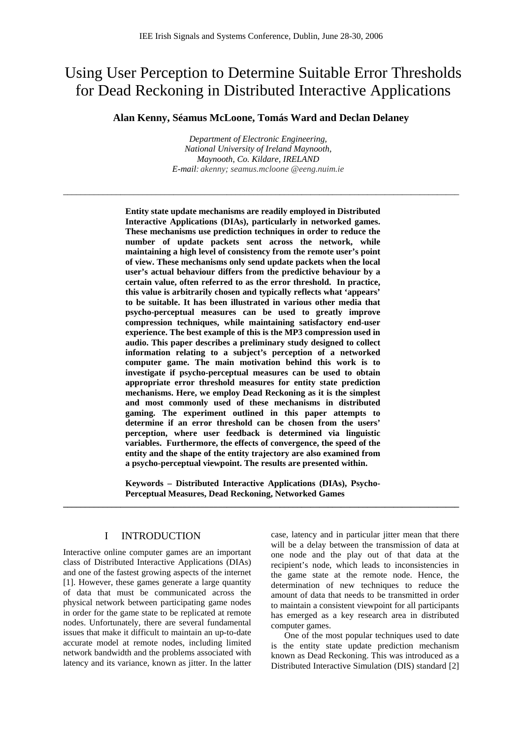# Using User Perception to Determine Suitable Error Thresholds for Dead Reckoning in Distributed Interactive Applications

**Alan Kenny, Séamus McLoone, Tomás Ward and Declan Delaney**

*Department of Electronic Engineering,*
*National University of Ireland Maynooth,*
*Maynooth, Co. Kildare, IRELAND*
*E-mail: akenny; seamus.mcloone @eeng.nuim.ie*

---

**Entity state update mechanisms are readily employed in Distributed Interactive Applications (DIAs), particularly in networked games. These mechanisms use prediction techniques in order to reduce the number of update packets sent across the network, while maintaining a high level of consistency from the remote user's point of view. These mechanisms only send update packets when the local user's actual behaviour differs from the predictive behaviour by a certain value, often referred to as the error threshold. In practice, this value is arbitrarily chosen and typically reflects what 'appears' to be suitable. It has been illustrated in various other media that psycho-perceptual measures can be used to greatly improve compression techniques, while maintaining satisfactory end-user experience. The best example of this is the MP3 compression used in audio. This paper describes a preliminary study designed to collect information relating to a subject's perception of a networked computer game. The main motivation behind this work is to investigate if psycho-perceptual measures can be used to obtain appropriate error threshold measures for entity state prediction mechanisms. Here, we employ Dead Reckoning as it is the simplest and most commonly used of these mechanisms in distributed gaming. The experiment outlined in this paper attempts to determine if an error threshold can be chosen from the users' perception, where user feedback is determined via linguistic variables. Furthermore, the effects of convergence, the speed of the entity and the shape of the entity trajectory are also examined from a psycho-perceptual viewpoint. The results are presented within.**

**Keywords – Distributed Interactive Applications (DIAs), Psycho-Perceptual Measures, Dead Reckoning, Networked Games**

---

## I INTRODUCTION

Interactive online computer games are an important class of Distributed Interactive Applications (DIAs) and one of the fastest growing aspects of the internet [1]. However, these games generate a large quantity of data that must be communicated across the physical network between participating game nodes in order for the game state to be replicated at remote nodes. Unfortunately, there are several fundamental issues that make it difficult to maintain an up-to-date accurate model at remote nodes, including limited network bandwidth and the problems associated with latency and its variance, known as jitter. In the latter case, latency and in particular jitter mean that there will be a delay between the transmission of data at one node and the play out of that data at the recipient's node, which leads to inconsistencies in the game state at the remote node. Hence, the determination of new techniques to reduce the amount of data that needs to be transmitted in order to maintain a consistent viewpoint for all participants has emerged as a key research area in distributed computer games.

One of the most popular techniques used to date is the entity state update prediction mechanism known as Dead Reckoning. This was introduced as a Distributed Interactive Simulation (DIS) standard [2]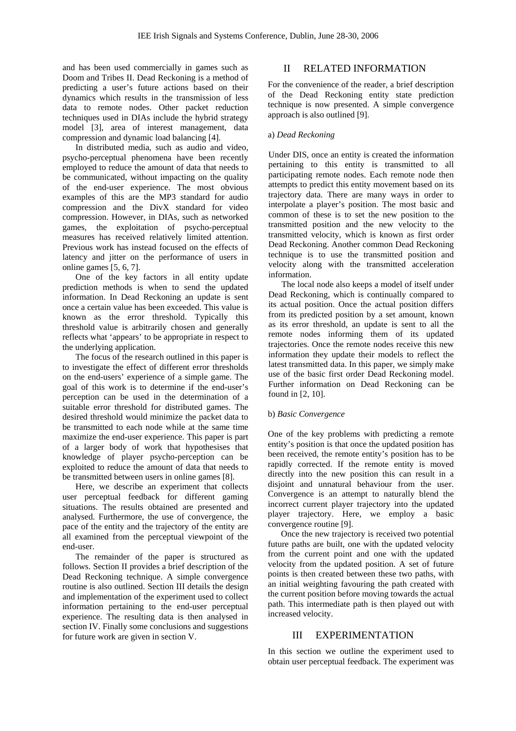and has been used commercially in games such as Doom and Tribes II. Dead Reckoning is a method of predicting a user's future actions based on their dynamics which results in the transmission of less data to remote nodes. Other packet reduction techniques used in DIAs include the hybrid strategy model [3], area of interest management, data compression and dynamic load balancing [4].

In distributed media, such as audio and video, psycho-perceptual phenomena have been recently employed to reduce the amount of data that needs to be communicated, without impacting on the quality of the end-user experience. The most obvious examples of this are the MP3 standard for audio compression and the DivX standard for video compression. However, in DIAs, such as networked games, the exploitation of psycho-perceptual measures has received relatively limited attention. Previous work has instead focused on the effects of latency and jitter on the performance of users in online games [5, 6, 7].

One of the key factors in all entity update prediction methods is when to send the updated information. In Dead Reckoning an update is sent once a certain value has been exceeded. This value is known as the error threshold. Typically this threshold value is arbitrarily chosen and generally reflects what 'appears' to be appropriate in respect to the underlying application.

The focus of the research outlined in this paper is to investigate the effect of different error thresholds on the end-users' experience of a simple game. The goal of this work is to determine if the end-user's perception can be used in the determination of a suitable error threshold for distributed games. The desired threshold would minimize the packet data to be transmitted to each node while at the same time maximize the end-user experience. This paper is part of a larger body of work that hypothesises that knowledge of player psycho-perception can be exploited to reduce the amount of data that needs to be transmitted between users in online games [8].

Here, we describe an experiment that collects user perceptual feedback for different gaming situations. The results obtained are presented and analysed. Furthermore, the use of convergence, the pace of the entity and the trajectory of the entity are all examined from the perceptual viewpoint of the end-user.

The remainder of the paper is structured as follows. Section II provides a brief description of the Dead Reckoning technique. A simple convergence routine is also outlined. Section III details the design and implementation of the experiment used to collect information pertaining to the end-user perceptual experience. The resulting data is then analysed in section IV. Finally some conclusions and suggestions for future work are given in section V.

## II RELATED INFORMATION

For the convenience of the reader, a brief description of the Dead Reckoning entity state prediction technique is now presented. A simple convergence approach is also outlined [9].

### a) *Dead Reckoning*

Under DIS, once an entity is created the information pertaining to this entity is transmitted to all participating remote nodes. Each remote node then attempts to predict this entity movement based on its trajectory data. There are many ways in order to interpolate a player's position. The most basic and common of these is to set the new position to the transmitted position and the new velocity to the transmitted velocity, which is known as first order Dead Reckoning. Another common Dead Reckoning technique is to use the transmitted position and velocity along with the transmitted acceleration information.

The local node also keeps a model of itself under Dead Reckoning, which is continually compared to its actual position. Once the actual position differs from its predicted position by a set amount, known as its error threshold, an update is sent to all the remote nodes informing them of its updated trajectories. Once the remote nodes receive this new information they update their models to reflect the latest transmitted data. In this paper, we simply make use of the basic first order Dead Reckoning model. Further information on Dead Reckoning can be found in [2, 10].

### b) *Basic Convergence*

One of the key problems with predicting a remote entity's position is that once the updated position has been received, the remote entity's position has to be rapidly corrected. If the remote entity is moved directly into the new position this can result in a disjoint and unnatural behaviour from the user. Convergence is an attempt to naturally blend the incorrect current player trajectory into the updated player trajectory. Here, we employ a basic convergence routine [9].

Once the new trajectory is received two potential future paths are built, one with the updated velocity from the current point and one with the updated velocity from the updated position. A set of future points is then created between these two paths, with an initial weighting favouring the path created with the current position before moving towards the actual path. This intermediate path is then played out with increased velocity.

## III EXPERIMENTATION

In this section we outline the experiment used to obtain user perceptual feedback. The experiment was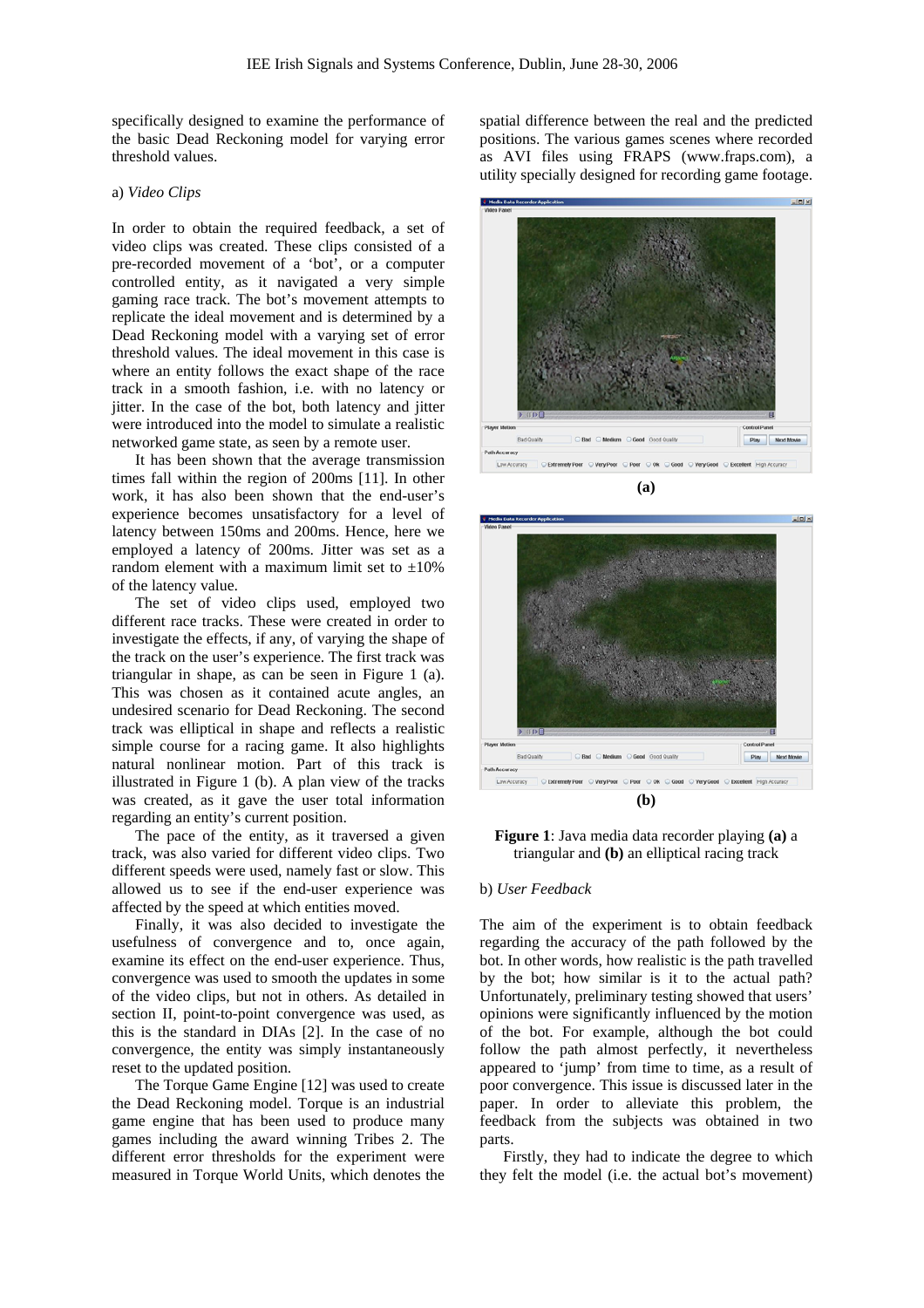specifically designed to examine the performance of the basic Dead Reckoning model for varying error threshold values.

a) *Video Clips*

In order to obtain the required feedback, a set of video clips was created. These clips consisted of a pre-recorded movement of a 'bot', or a computer controlled entity, as it navigated a very simple gaming race track. The bot's movement attempts to replicate the ideal movement and is determined by a Dead Reckoning model with a varying set of error threshold values. The ideal movement in this case is where an entity follows the exact shape of the race track in a smooth fashion, i.e. with no latency or jitter. In the case of the bot, both latency and jitter were introduced into the model to simulate a realistic networked game state, as seen by a remote user.

It has been shown that the average transmission times fall within the region of 200ms [11]. In other work, it has also been shown that the end-user's experience becomes unsatisfactory for a level of latency between 150ms and 200ms. Hence, here we employed a latency of 200ms. Jitter was set as a random element with a maximum limit set to ±10% of the latency value.

The set of video clips used, employed two different race tracks. These were created in order to investigate the effects, if any, of varying the shape of the track on the user's experience. The first track was triangular in shape, as can be seen in Figure 1 (a). This was chosen as it contained acute angles, an undesired scenario for Dead Reckoning. The second track was elliptical in shape and reflects a realistic simple course for a racing game. It also highlights natural nonlinear motion. Part of this track is illustrated in Figure 1 (b). A plan view of the tracks was created, as it gave the user total information regarding an entity's current position.

The pace of the entity, as it traversed a given track, was also varied for different video clips. Two different speeds were used, namely fast or slow. This allowed us to see if the end-user experience was affected by the speed at which entities moved.

Finally, it was also decided to investigate the usefulness of convergence and to, once again, examine its effect on the end-user experience. Thus, convergence was used to smooth the updates in some of the video clips, but not in others. As detailed in section II, point-to-point convergence was used, as this is the standard in DIAs [2]. In the case of no convergence, the entity was simply instantaneously reset to the updated position.

The Torque Game Engine [12] was used to create the Dead Reckoning model. Torque is an industrial game engine that has been used to produce many games including the award winning Tribes 2. The different error thresholds for the experiment were measured in Torque World Units, which denotes the spatial difference between the real and the predicted positions. The various games scenes where recorded as AVI files using FRAPS (www.fraps.com), a utility specially designed for recording game footage.

**(a)**

**(b)**

**Figure 1**: Java media data recorder playing **(a)** a triangular and **(b)** an elliptical racing track

b) *User Feedback*

The aim of the experiment is to obtain feedback regarding the accuracy of the path followed by the bot. In other words, how realistic is the path travelled by the bot; how similar is it to the actual path? Unfortunately, preliminary testing showed that users' opinions were significantly influenced by the motion of the bot. For example, although the bot could follow the path almost perfectly, it nevertheless appeared to 'jump' from time to time, as a result of poor convergence. This issue is discussed later in the paper. In order to alleviate this problem, the feedback from the subjects was obtained in two parts.

Firstly, they had to indicate the degree to which they felt the model (i.e. the actual bot's movement)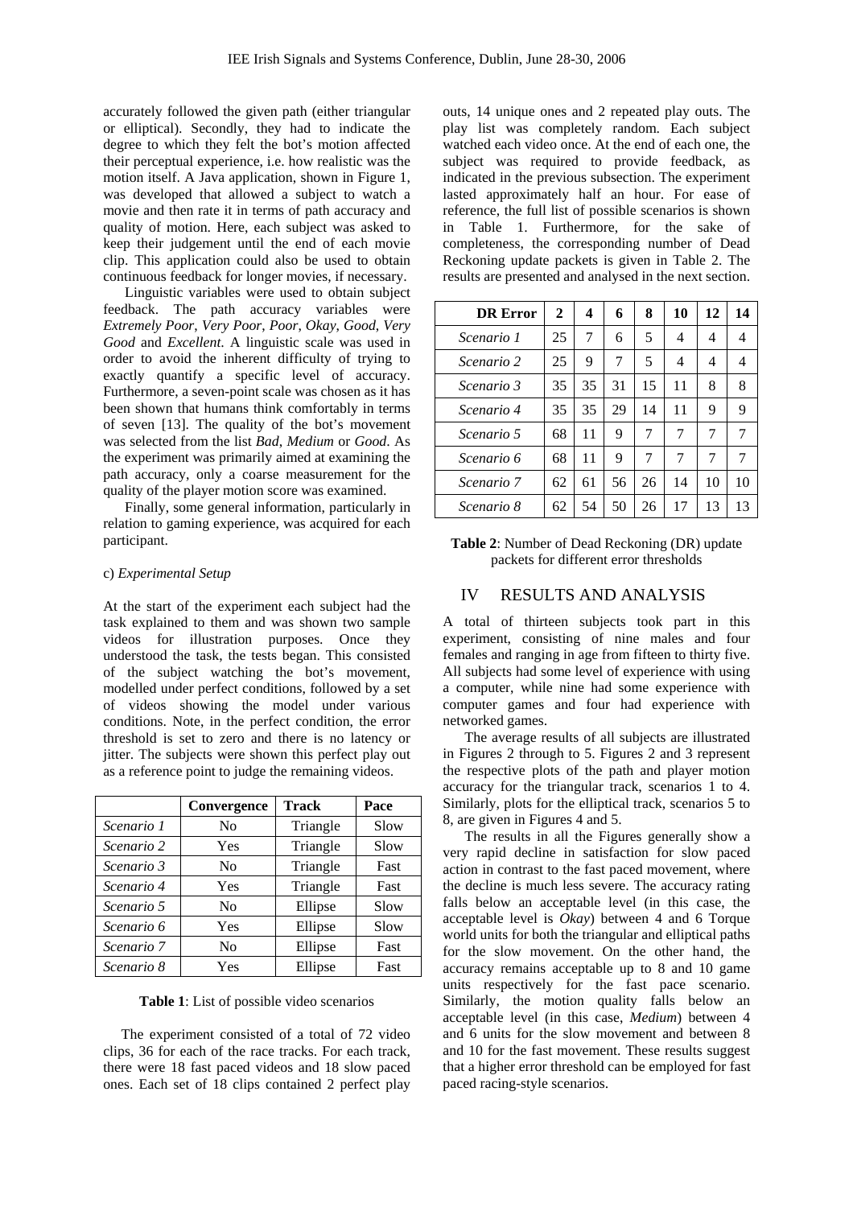accurately followed the given path (either triangular or elliptical). Secondly, they had to indicate the degree to which they felt the bot's motion affected their perceptual experience, i.e. how realistic was the motion itself. A Java application, shown in Figure 1, was developed that allowed a subject to watch a movie and then rate it in terms of path accuracy and quality of motion. Here, each subject was asked to keep their judgement until the end of each movie clip. This application could also be used to obtain continuous feedback for longer movies, if necessary.

Linguistic variables were used to obtain subject feedback. The path accuracy variables were *Extremely Poor*, *Very Poor*, *Poor*, *Okay*, *Good*, *Very Good* and *Excellent*. A linguistic scale was used in order to avoid the inherent difficulty of trying to exactly quantify a specific level of accuracy. Furthermore, a seven-point scale was chosen as it has been shown that humans think comfortably in terms of seven [13]. The quality of the bot's movement was selected from the list *Bad*, *Medium* or *Good*. As the experiment was primarily aimed at examining the path accuracy, only a coarse measurement for the quality of the player motion score was examined.

Finally, some general information, particularly in relation to gaming experience, was acquired for each participant.

c) *Experimental Setup*

At the start of the experiment each subject had the task explained to them and was shown two sample videos for illustration purposes. Once they understood the task, the tests began. This consisted of the subject watching the bot's movement, modelled under perfect conditions, followed by a set of videos showing the model under various conditions. Note, in the perfect condition, the error threshold is set to zero and there is no latency or jitter. The subjects were shown this perfect play out as a reference point to judge the remaining videos.

| | **Convergence** | **Track** | **Pace** |
|---|---|---|---|
| *Scenario 1* | No | Triangle | Slow |
| *Scenario 2* | Yes | Triangle | Slow |
| *Scenario 3* | No | Triangle | Fast |
| *Scenario 4* | Yes | Triangle | Fast |
| *Scenario 5* | No | Ellipse | Slow |
| *Scenario 6* | Yes | Ellipse | Slow |
| *Scenario 7* | No | Ellipse | Fast |
| *Scenario 8* | Yes | Ellipse | Fast |

**Table 1**: List of possible video scenarios

The experiment consisted of a total of 72 video clips, 36 for each of the race tracks. For each track, there were 18 fast paced videos and 18 slow paced ones. Each set of 18 clips contained 2 perfect play outs, 14 unique ones and 2 repeated play outs. The play list was completely random. Each subject watched each video once. At the end of each one, the subject was required to provide feedback, as indicated in the previous subsection. The experiment lasted approximately half an hour. For ease of reference, the full list of possible scenarios is shown in Table 1. Furthermore, for the sake of completeness, the corresponding number of Dead Reckoning update packets is given in Table 2. The results are presented and analysed in the next section.

| **DR Error** | **2** | **4** | **6** | **8** | **10** | **12** | **14** |
|---|---|---|---|---|---|---|---|
| *Scenario 1* | 25 | 7 | 6 | 5 | 4 | 4 | 4 |
| *Scenario 2* | 25 | 9 | 7 | 5 | 4 | 4 | 4 |
| *Scenario 3* | 35 | 35 | 31 | 15 | 11 | 8 | 8 |
| *Scenario 4* | 35 | 35 | 29 | 14 | 11 | 9 | 9 |
| *Scenario 5* | 68 | 11 | 9 | 7 | 7 | 7 | 7 |
| *Scenario 6* | 68 | 11 | 9 | 7 | 7 | 7 | 7 |
| *Scenario 7* | 62 | 61 | 56 | 26 | 14 | 10 | 10 |
| *Scenario 8* | 62 | 54 | 50 | 26 | 17 | 13 | 13 |

**Table 2**: Number of Dead Reckoning (DR) update packets for different error thresholds

## IV RESULTS AND ANALYSIS

A total of thirteen subjects took part in this experiment, consisting of nine males and four females and ranging in age from fifteen to thirty five. All subjects had some level of experience with using a computer, while nine had some experience with computer games and four had experience with networked games.

The average results of all subjects are illustrated in Figures 2 through to 5. Figures 2 and 3 represent the respective plots of the path and player motion accuracy for the triangular track, scenarios 1 to 4. Similarly, plots for the elliptical track, scenarios 5 to 8, are given in Figures 4 and 5.

The results in all the Figures generally show a very rapid decline in satisfaction for slow paced action in contrast to the fast paced movement, where the decline is much less severe. The accuracy rating falls below an acceptable level (in this case, the acceptable level is *Okay*) between 4 and 6 Torque world units for both the triangular and elliptical paths for the slow movement. On the other hand, the accuracy remains acceptable up to 8 and 10 game units respectively for the fast pace scenario. Similarly, the motion quality falls below an acceptable level (in this case, *Medium*) between 4 and 6 units for the slow movement and between 8 and 10 for the fast movement. These results suggest that a higher error threshold can be employed for fast paced racing-style scenarios.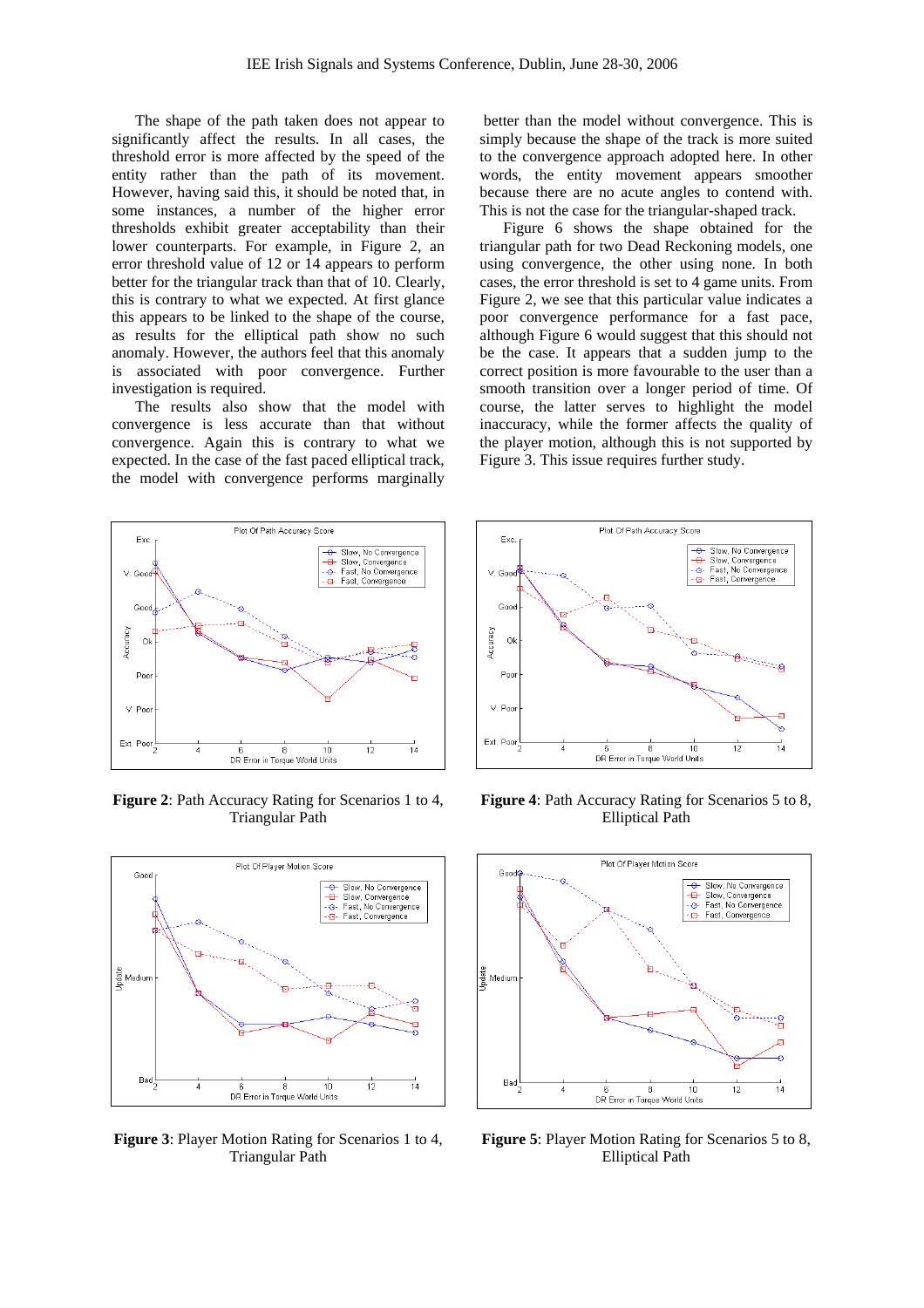The shape of the path taken does not appear to significantly affect the results. In all cases, the threshold error is more affected by the speed of the entity rather than the path of its movement. However, having said this, it should be noted that, in some instances, a number of the higher error thresholds exhibit greater acceptability than their lower counterparts. For example, in Figure 2, an error threshold value of 12 or 14 appears to perform better for the triangular track than that of 10. Clearly, this is contrary to what we expected. At first glance this appears to be linked to the shape of the course, as results for the elliptical path show no such anomaly. However, the authors feel that this anomaly is associated with poor convergence. Further investigation is required.

The results also show that the model with convergence is less accurate than that without convergence. Again this is contrary to what we expected. In the case of the fast paced elliptical track, the model with convergence performs marginally better than the model without convergence. This is simply because the shape of the track is more suited to the convergence approach adopted here. In other words, the entity movement appears smoother because there are no acute angles to contend with. This is not the case for the triangular-shaped track.

Figure 6 shows the shape obtained for the triangular path for two Dead Reckoning models, one using convergence, the other using none. In both cases, the error threshold is set to 4 game units. From Figure 2, we see that this particular value indicates a poor convergence performance for a fast pace, although Figure 6 would suggest that this should not be the case. It appears that a sudden jump to the correct position is more favourable to the user than a smooth transition over a longer period of time. Of course, the latter serves to highlight the model inaccuracy, while the former affects the quality of the player motion, although this is not supported by Figure 3. This issue requires further study.

**Figure 2**: Path Accuracy Rating for Scenarios 1 to 4, Triangular Path

**Figure 4**: Path Accuracy Rating for Scenarios 5 to 8, Elliptical Path

**Figure 3**: Player Motion Rating for Scenarios 1 to 4, Triangular Path

**Figure 5**: Player Motion Rating for Scenarios 5 to 8, Elliptical Path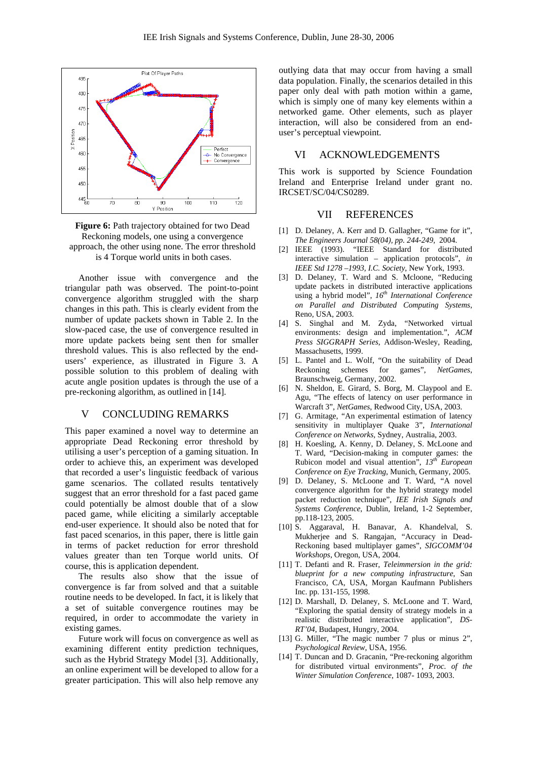Plot Of Player Paths

X Position

Y Position

485
480
475
470
465
460
455
450
445

60
70
80
90
100
110
120

Perfect
No Convergence
Convergence

**Figure 6:** Path trajectory obtained for two Dead Reckoning models, one using a convergence approach, the other using none. The error threshold is 4 Torque world units in both cases.

Another issue with convergence and the triangular path was observed. The point-to-point convergence algorithm struggled with the sharp changes in this path. This is clearly evident from the number of update packets shown in Table 2. In the slow-paced case, the use of convergence resulted in more update packets being sent then for smaller threshold values. This is also reflected by the end-users' experience, as illustrated in Figure 3. A possible solution to this problem of dealing with acute angle position updates is through the use of a pre-reckoning algorithm, as outlined in [14].

## V CONCLUDING REMARKS

This paper examined a novel way to determine an appropriate Dead Reckoning error threshold by utilising a user's perception of a gaming situation. In order to achieve this, an experiment was developed that recorded a user's linguistic feedback of various game scenarios. The collated results tentatively suggest that an error threshold for a fast paced game could potentially be almost double that of a slow paced game, while eliciting a similarly acceptable end-user experience. It should also be noted that for fast paced scenarios, in this paper, there is little gain in terms of packet reduction for error threshold values greater than ten Torque world units. Of course, this is application dependent.

The results also show that the issue of convergence is far from solved and that a suitable routine needs to be developed. In fact, it is likely that a set of suitable convergence routines may be required, in order to accommodate the variety in existing games.

Future work will focus on convergence as well as examining different entity prediction techniques, such as the Hybrid Strategy Model [3]. Additionally, an online experiment will be developed to allow for a greater participation. This will also help remove any outlying data that may occur from having a small data population. Finally, the scenarios detailed in this paper only deal with path motion within a game, which is simply one of many key elements within a networked game. Other elements, such as player interaction, will also be considered from an end-user's perceptual viewpoint.

## VI ACKNOWLEDGEMENTS

This work is supported by Science Foundation Ireland and Enterprise Ireland under grant no. IRCSET/SC/04/CS0289.

## VII REFERENCES

[1] D. Delaney, A. Kerr and D. Gallagher, "Game for it", *The Engineers Journal 58(04), pp. 244-249*, 2004.

[2] IEEE (1993). "IEEE Standard for distributed interactive simulation – application protocols", *in IEEE Std 1278 –1993, I.C. Society*, New York, 1993.

[3] D. Delaney, T. Ward and S. Mcloone, "Reducing update packets in distributed interactive applications using a hybrid model", *16th International Conference on Parallel and Distributed Computing Systems*, Reno, USA, 2003.

[4] S. Singhal and M. Zyda, "Networked virtual environments: design and implementation.", *ACM Press SIGGRAPH Series*, Addison-Wesley, Reading, Massachusetts, 1999.

[5] L. Pantel and L. Wolf, "On the suitability of Dead Reckoning schemes for games", *NetGames*, Braunschweig, Germany, 2002.

[6] N. Sheldon, E. Girard, S. Borg, M. Claypool and E. Agu, "The effects of latency on user performance in Warcraft 3", *NetGames*, Redwood City, USA, 2003.

[7] G. Armitage, "An experimental estimation of latency sensitivity in multiplayer Quake 3", *International Conference on Networks*, Sydney, Australia, 2003.

[8] H. Koesling, A. Kenny, D. Delaney, S. McLoone and T. Ward, "Decision-making in computer games: the Rubicon model and visual attention", *13th European Conference on Eye Tracking*, Munich, Germany, 2005.

[9] D. Delaney, S. McLoone and T. Ward, "A novel convergence algorithm for the hybrid strategy model packet reduction technique", *IEE Irish Signals and Systems Conference*, Dublin, Ireland, 1-2 September, pp.118-123, 2005.

[10] S. Aggaraval, H. Banavar, A. Khandelval, S. Mukherjee and S. Rangajan, "Accuracy in Dead-Reckoning based multiplayer games", *SIGCOMM'04 Workshops*, Oregon, USA, 2004.

[11] T. Defanti and R. Fraser, *Teleimmersion in the grid: blueprint for a new computing infrastructure*, San Francisco, CA, USA, Morgan Kaufmann Publishers Inc. pp. 131-155, 1998.

[12] D. Marshall, D. Delaney, S. McLoone and T. Ward, "Exploring the spatial density of strategy models in a realistic distributed interactive application", *DS-RT'04*, Budapest, Hungary, 2004.

[13] G. Miller, "The magic number 7 plus or minus 2", *Psychological Review*, USA, 1956.

[14] T. Duncan and D. Gracanin, "Pre-reckoning algorithm for distributed virtual environments", *Proc. of the Winter Simulation Conference*, 1087- 1093, 2003.